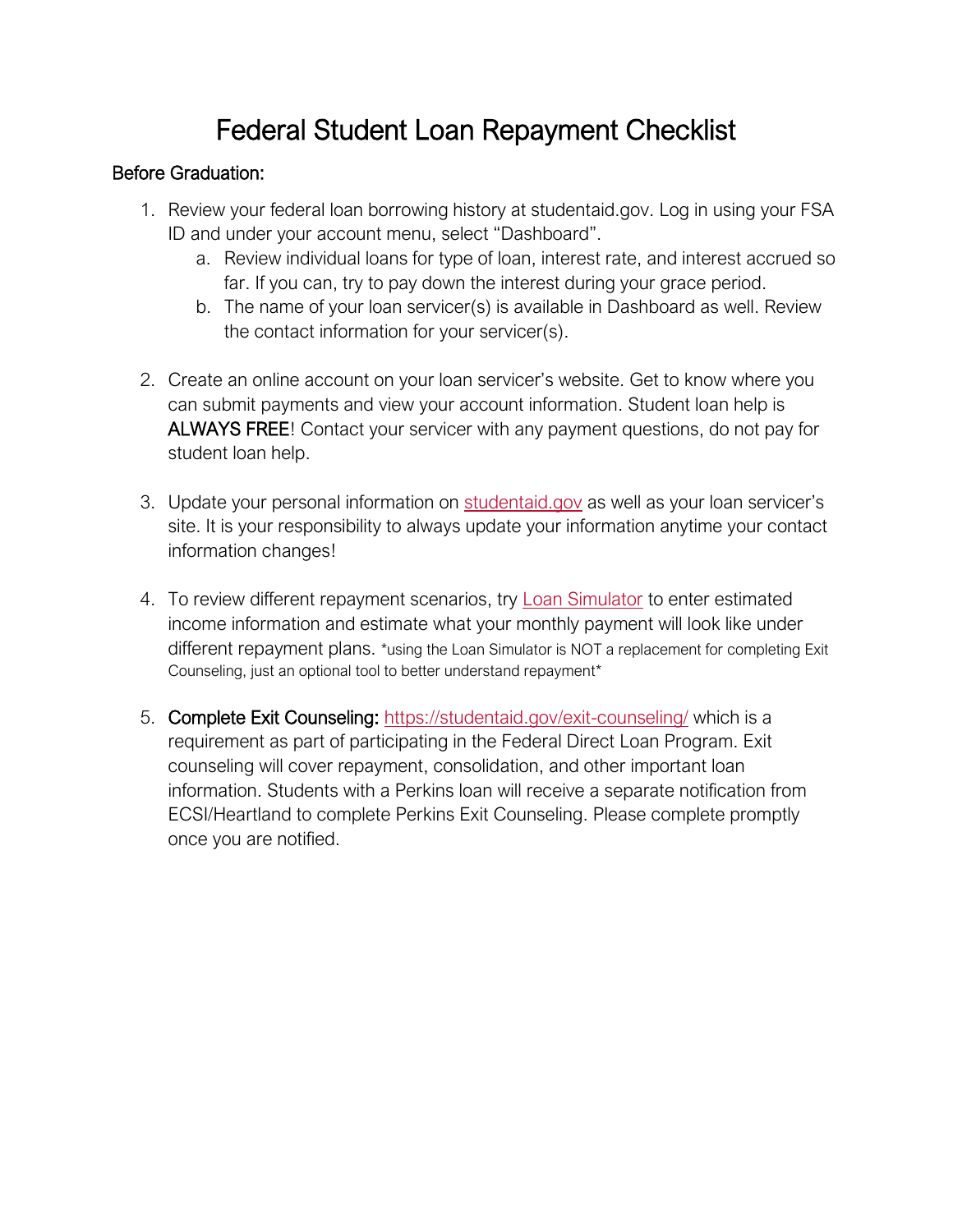# Federal Student Loan Repayment Checklist

## Before Graduation:

1. Review your federal loan borrowing history at studentaid.gov. Log in using your FSA ID and under your account menu, select "Dashboard".
   a. Review individual loans for type of loan, interest rate, and interest accrued so far. If you can, try to pay down the interest during your grace period.
   b. The name of your loan servicer(s) is available in Dashboard as well. Review the contact information for your servicer(s).

2. Create an online account on your loan servicer's website. Get to know where you can submit payments and view your account information. Student loan help is **ALWAYS FREE**! Contact your servicer with any payment questions, do not pay for student loan help.

3. Update your personal information on [studentaid.gov](https://studentaid.gov) as well as your loan servicer's site. It is your responsibility to always update your information anytime your contact information changes!

4. To review different repayment scenarios, try [Loan Simulator]() to enter estimated income information and estimate what your monthly payment will look like under different repayment plans. *using the Loan Simulator is NOT a replacement for completing Exit Counseling, just an optional tool to better understand repayment*

5. **Complete Exit Counseling:** [https://studentaid.gov/exit-counseling/](https://studentaid.gov/exit-counseling/) which is a requirement as part of participating in the Federal Direct Loan Program. Exit counseling will cover repayment, consolidation, and other important loan information. Students with a Perkins loan will receive a separate notification from ECSI/Heartland to complete Perkins Exit Counseling. Please complete promptly once you are notified.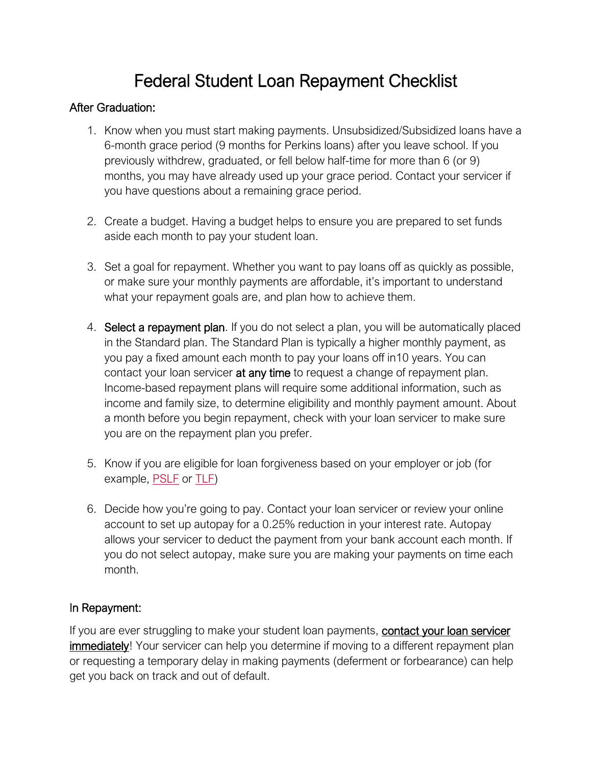# Federal Student Loan Repayment Checklist

## After Graduation:

1. Know when you must start making payments. Unsubsidized/Subsidized loans have a 6-month grace period (9 months for Perkins loans) after you leave school. If you previously withdrew, graduated, or fell below half-time for more than 6 (or 9) months, you may have already used up your grace period. Contact your servicer if you have questions about a remaining grace period.

2. Create a budget. Having a budget helps to ensure you are prepared to set funds aside each month to pay your student loan.

3. Set a goal for repayment. Whether you want to pay loans off as quickly as possible, or make sure your monthly payments are affordable, it's important to understand what your repayment goals are, and plan how to achieve them.

4. **Select a repayment plan**. If you do not select a plan, you will be automatically placed in the Standard plan. The Standard Plan is typically a higher monthly payment, as you pay a fixed amount each month to pay your loans off in10 years. You can contact your loan servicer **at any time** to request a change of repayment plan. Income-based repayment plans will require some additional information, such as income and family size, to determine eligibility and monthly payment amount. About a month before you begin repayment, check with your loan servicer to make sure you are on the repayment plan you prefer.

5. Know if you are eligible for loan forgiveness based on your employer or job (for example, PSLF or TLF)

6. Decide how you're going to pay. Contact your loan servicer or review your online account to set up autopay for a 0.25% reduction in your interest rate. Autopay allows your servicer to deduct the payment from your bank account each month. If you do not select autopay, make sure you are making your payments on time each month.

## In Repayment:

If you are ever struggling to make your student loan payments, contact your loan servicer immediately! Your servicer can help you determine if moving to a different repayment plan or requesting a temporary delay in making payments (deferment or forbearance) can help get you back on track and out of default.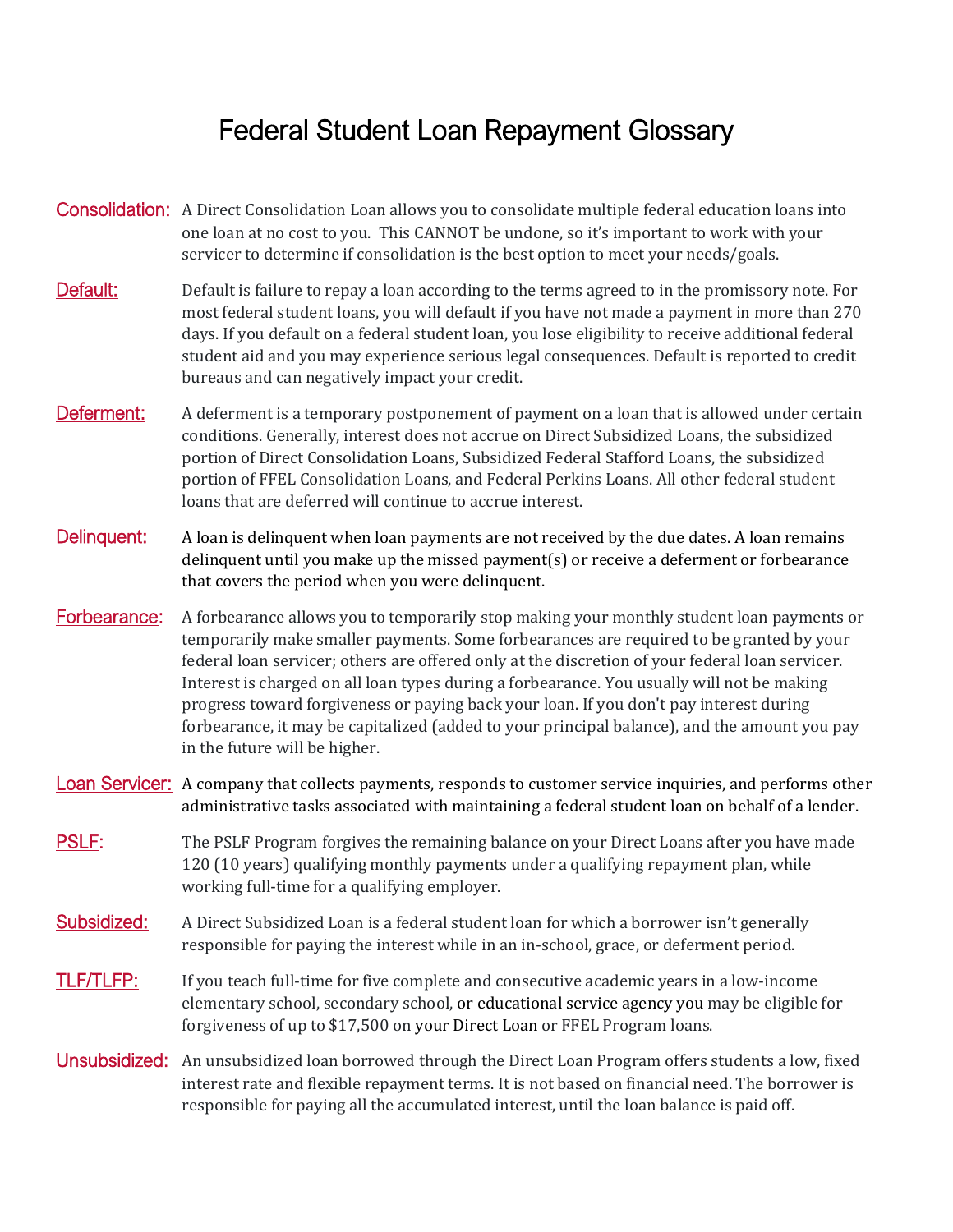# Federal Student Loan Repayment Glossary

**Consolidation:** A Direct Consolidation Loan allows you to consolidate multiple federal education loans into one loan at no cost to you. This CANNOT be undone, so it's important to work with your servicer to determine if consolidation is the best option to meet your needs/goals.

**Default:** Default is failure to repay a loan according to the terms agreed to in the promissory note. For most federal student loans, you will default if you have not made a payment in more than 270 days. If you default on a federal student loan, you lose eligibility to receive additional federal student aid and you may experience serious legal consequences. Default is reported to credit bureaus and can negatively impact your credit.

**Deferment:** A deferment is a temporary postponement of payment on a loan that is allowed under certain conditions. Generally, interest does not accrue on Direct Subsidized Loans, the subsidized portion of Direct Consolidation Loans, Subsidized Federal Stafford Loans, the subsidized portion of FFEL Consolidation Loans, and Federal Perkins Loans. All other federal student loans that are deferred will continue to accrue interest.

**Delinquent:** A loan is delinquent when loan payments are not received by the due dates. A loan remains delinquent until you make up the missed payment(s) or receive a deferment or forbearance that covers the period when you were delinquent.

**Forbearance:** A forbearance allows you to temporarily stop making your monthly student loan payments or temporarily make smaller payments. Some forbearances are required to be granted by your federal loan servicer; others are offered only at the discretion of your federal loan servicer. Interest is charged on all loan types during a forbearance. You usually will not be making progress toward forgiveness or paying back your loan. If you don't pay interest during forbearance, it may be capitalized (added to your principal balance), and the amount you pay in the future will be higher.

**Loan Servicer:** A company that collects payments, responds to customer service inquiries, and performs other administrative tasks associated with maintaining a federal student loan on behalf of a lender.

**PSLF:** The PSLF Program forgives the remaining balance on your Direct Loans after you have made 120 (10 years) qualifying monthly payments under a qualifying repayment plan, while working full-time for a qualifying employer.

**Subsidized:** A Direct Subsidized Loan is a federal student loan for which a borrower isn't generally responsible for paying the interest while in an in-school, grace, or deferment period.

**TLF/TLFP:** If you teach full-time for five complete and consecutive academic years in a low-income elementary school, secondary school, or educational service agency you may be eligible for forgiveness of up to $17,500 on your Direct Loan or FFEL Program loans.

**Unsubsidized:** An unsubsidized loan borrowed through the Direct Loan Program offers students a low, fixed interest rate and flexible repayment terms. It is not based on financial need. The borrower is responsible for paying all the accumulated interest, until the loan balance is paid off.